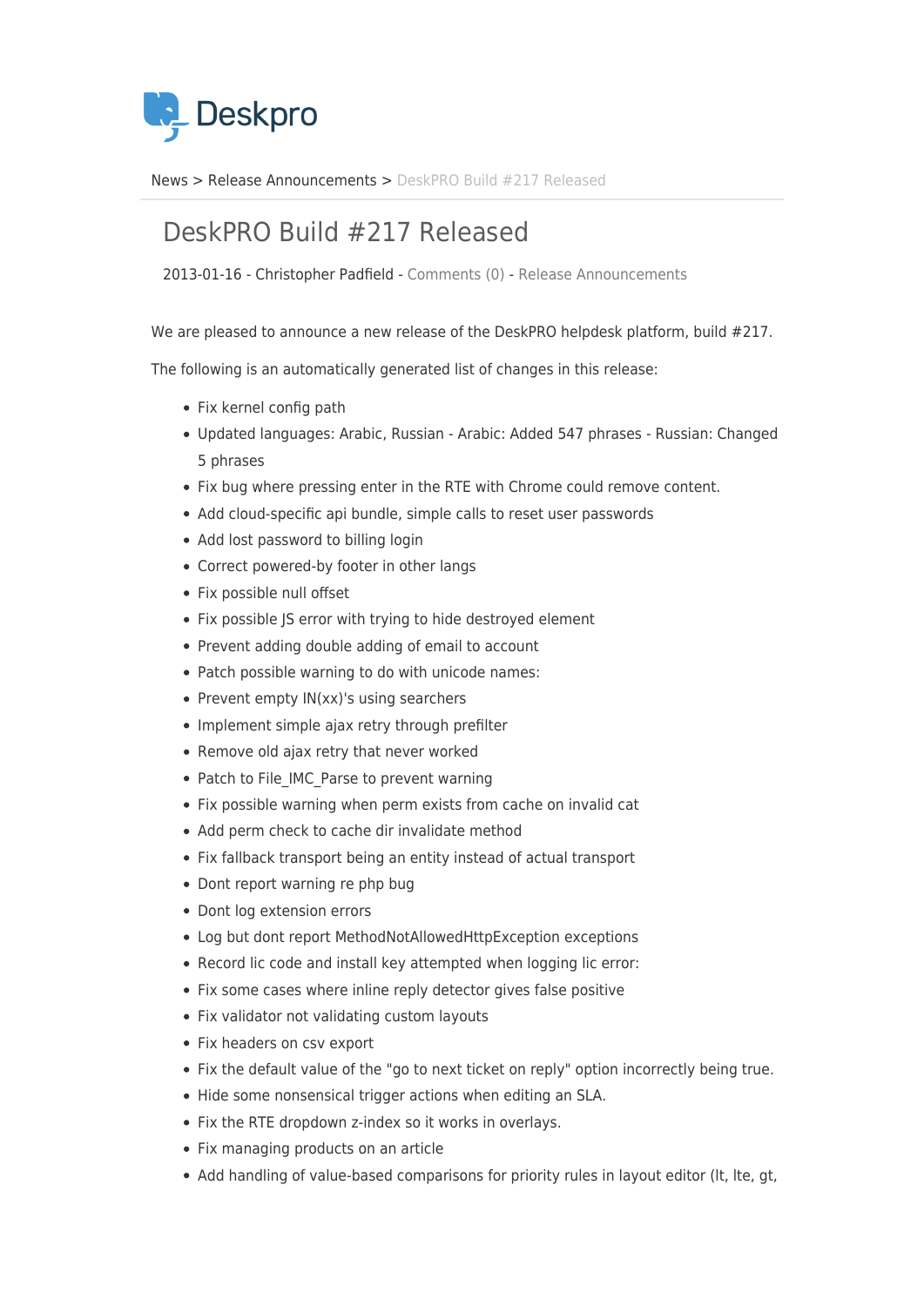Deskpro

News > Release Announcements > DeskPRO Build #217 Released

# DeskPRO Build #217 Released

2013-01-16 - Christopher Padfield - Comments (0) - Release Announcements

We are pleased to announce a new release of the DeskPRO helpdesk platform, build #217.

The following is an automatically generated list of changes in this release:

- Fix kernel config path
- Updated languages: Arabic, Russian - Arabic: Added 547 phrases - Russian: Changed 5 phrases
- Fix bug where pressing enter in the RTE with Chrome could remove content.
- Add cloud-specific api bundle, simple calls to reset user passwords
- Add lost password to billing login
- Correct powered-by footer in other langs
- Fix possible null offset
- Fix possible JS error with trying to hide destroyed element
- Prevent adding double adding of email to account
- Patch possible warning to do with unicode names:
- Prevent empty IN(xx)'s using searchers
- Implement simple ajax retry through prefilter
- Remove old ajax retry that never worked
- Patch to File_IMC_Parse to prevent warning
- Fix possible warning when perm exists from cache on invalid cat
- Add perm check to cache dir invalidate method
- Fix fallback transport being an entity instead of actual transport
- Dont report warning re php bug
- Dont log extension errors
- Log but dont report MethodNotAllowedHttpException exceptions
- Record lic code and install key attempted when logging lic error:
- Fix some cases where inline reply detector gives false positive
- Fix validator not validating custom layouts
- Fix headers on csv export
- Fix the default value of the "go to next ticket on reply" option incorrectly being true.
- Hide some nonsensical trigger actions when editing an SLA.
- Fix the RTE dropdown z-index so it works in overlays.
- Fix managing products on an article
- Add handling of value-based comparisons for priority rules in layout editor (lt, lte, gt,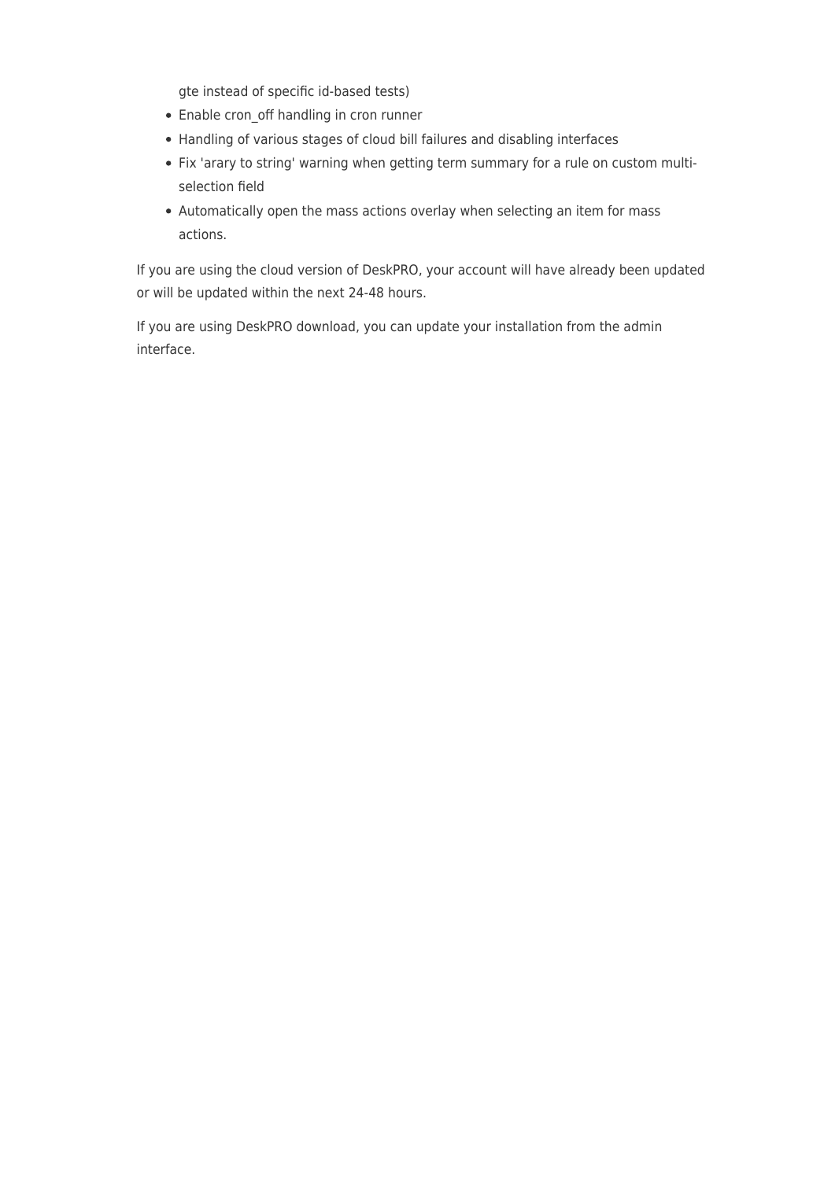gte instead of specific id-based tests)

- Enable cron_off handling in cron runner
- Handling of various stages of cloud bill failures and disabling interfaces
- Fix 'arary to string' warning when getting term summary for a rule on custom multi-selection field
- Automatically open the mass actions overlay when selecting an item for mass actions.

If you are using the cloud version of DeskPRO, your account will have already been updated or will be updated within the next 24-48 hours.

If you are using DeskPRO download, you can update your installation from the admin interface.